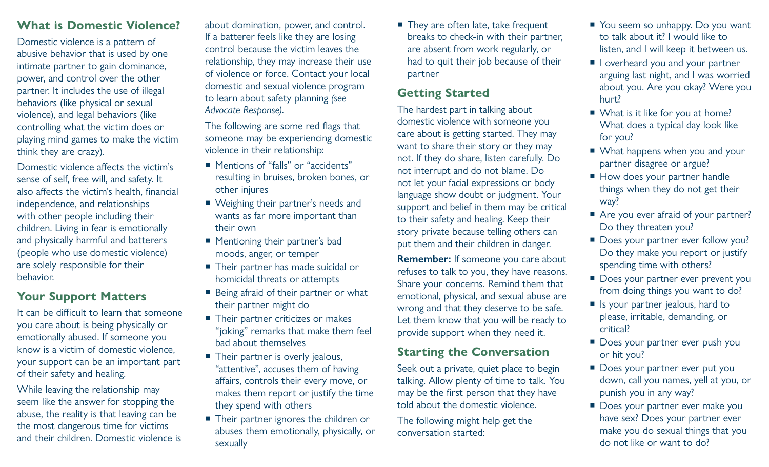## What is Domestic Violence?

Domestic violence is a pattern of abusive behavior that is used by one intimate partner to gain dominance, power, and control over the other partner. It includes the use of illegal behaviors (like physical or sexual violence), and legal behaviors (like controlling what the victim does or playing mind games to make the victim think they are crazy).

Domestic violence affects the victim's sense of self, free will, and safety. It also affects the victim's health, financial independence, and relationships with other people including their children. Living in fear is emotionally and physically harmful and batterers (people who use domestic violence) are solely responsible for their behavior.

## Your Support Matters

It can be difficult to learn that someone you care about is being physically or emotionally abused. If someone you know is a victim of domestic violence, your support can be an important part of their safety and healing.

While leaving the relationship may seem like the answer for stopping the abuse, the reality is that leaving can be the most dangerous time for victims and their children. Domestic violence is about domination, power, and control. If a batterer feels like they are losing control because the victim leaves the relationship, they may increase their use of violence or force. Contact your local domestic and sexual violence program to learn about safety planning *(see Advocate Response)*.

The following are some red flags that someone may be experiencing domestic violence in their relationship:

- Mentions of "falls" or "accidents" resulting in bruises, broken bones, or other injures
- Weighing their partner's needs and wants as far more important than their own
- Mentioning their partner's bad moods, anger, or temper
- Their partner has made suicidal or homicidal threats or attempts
- Being afraid of their partner or what their partner might do
- Their partner criticizes or makes "joking" remarks that make them feel bad about themselves
- Their partner is overly jealous, "attentive", accuses them of having affairs, controls their every move, or makes them report or justify the time they spend with others
- Their partner ignores the children or abuses them emotionally, physically, or sexually
- They are often late, take frequent breaks to check-in with their partner, are absent from work regularly, or had to quit their job because of their partner

## Getting Started

The hardest part in talking about domestic violence with someone you care about is getting started. They may want to share their story or they may not. If they do share, listen carefully. Do not interrupt and do not blame. Do not let your facial expressions or body language show doubt or judgment. Your support and belief in them may be critical to their safety and healing. Keep their story private because telling others can put them and their children in danger.

**Remember:** If someone you care about refuses to talk to you, they have reasons. Share your concerns. Remind them that emotional, physical, and sexual abuse are wrong and that they deserve to be safe. Let them know that you will be ready to provide support when they need it.

## Starting the Conversation

Seek out a private, quiet place to begin talking. Allow plenty of time to talk. You may be the first person that they have told about the domestic violence.

The following might help get the conversation started:

- You seem so unhappy. Do you want to talk about it? I would like to listen, and I will keep it between us.
- I overheard you and your partner arguing last night, and I was worried about you. Are you okay? Were you hurt?
- What is it like for you at home? What does a typical day look like for you?
- What happens when you and your partner disagree or argue?
- How does your partner handle things when they do not get their way?
- Are you ever afraid of your partner? Do they threaten you?
- Does your partner ever follow you? Do they make you report or justify spending time with others?
- Does your partner ever prevent you from doing things you want to do?
- Is your partner jealous, hard to please, irritable, demanding, or critical?
- Does your partner ever push you or hit you?
- Does your partner ever put you down, call you names, yell at you, or punish you in any way?
- Does your partner ever make you have sex? Does your partner ever make you do sexual things that you do not like or want to do?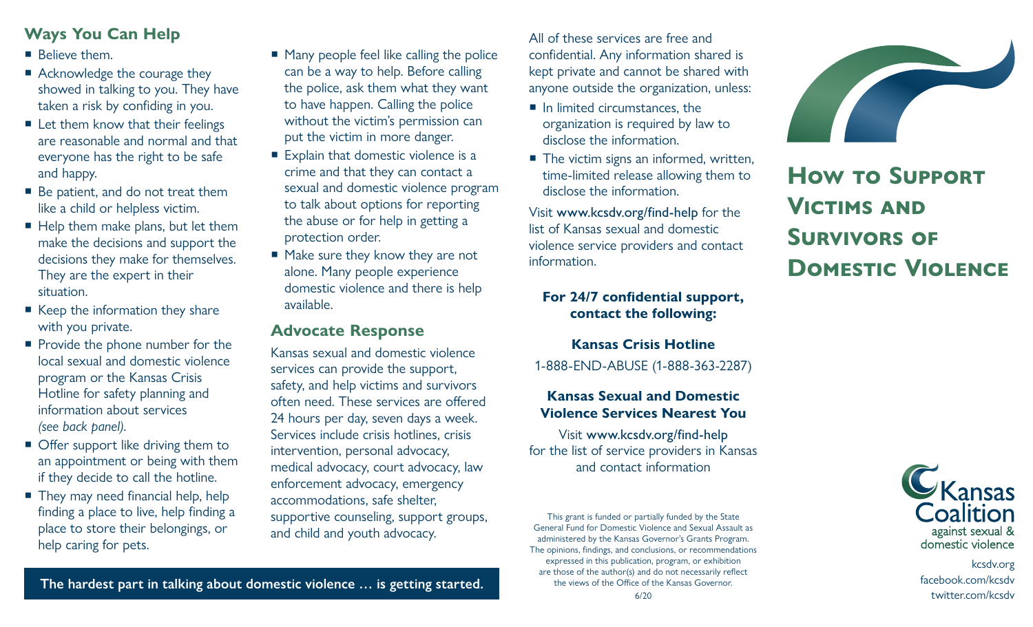## Ways You Can Help

- Believe them.
- Acknowledge the courage they showed in talking to you. They have taken a risk by confiding in you.
- Let them know that their feelings are reasonable and normal and that everyone has the right to be safe and happy.
- Be patient, and do not treat them like a child or helpless victim.
- Help them make plans, but let them make the decisions and support the decisions they make for themselves. They are the expert in their situation.
- Keep the information they share with you private.
- Provide the phone number for the local sexual and domestic violence program or the Kansas Crisis Hotline for safety planning and information about services *(see back panel).*
- Offer support like driving them to an appointment or being with them if they decide to call the hotline.
- They may need financial help, help finding a place to live, help finding a place to store their belongings, or help caring for pets.
- Many people feel like calling the police can be a way to help. Before calling the police, ask them what they want to have happen. Calling the police without the victim's permission can put the victim in more danger.
- Explain that domestic violence is a crime and that they can contact a sexual and domestic violence program to talk about options for reporting the abuse or for help in getting a protection order.
- Make sure they know they are not alone. Many people experience domestic violence and there is help available.

## Advocate Response

Kansas sexual and domestic violence services can provide the support, safety, and help victims and survivors often need. These services are offered 24 hours per day, seven days a week. Services include crisis hotlines, crisis intervention, personal advocacy, medical advocacy, court advocacy, law enforcement advocacy, emergency accommodations, safe shelter, supportive counseling, support groups, and child and youth advocacy.

**The hardest part in talking about domestic violence … is getting started.**

All of these services are free and confidential. Any information shared is kept private and cannot be shared with anyone outside the organization, unless:

- In limited circumstances, the organization is required by law to disclose the information.
- The victim signs an informed, written, time-limited release allowing them to disclose the information.

Visit www.kcsdv.org/find-help for the list of Kansas sexual and domestic violence service providers and contact information.

**For 24/7 confidential support, contact the following:**

**Kansas Crisis Hotline**

1-888-END-ABUSE (1-888-363-2287)

**Kansas Sexual and Domestic Violence Services Nearest You**

Visit www.kcsdv.org/find-help for the list of service providers in Kansas and contact information

This grant is funded or partially funded by the State General Fund for Domestic Violence and Sexual Assault as administered by the Kansas Governor's Grants Program. The opinions, findings, and conclusions, or recommendations expressed in this publication, program, or exhibition are those of the author(s) and do not necessarily reflect the views of the Office of the Kansas Governor.

6/20

# How to Support Victims and Survivors of Domestic Violence

Kansas Coalition against sexual & domestic violence

kcsdv.org
facebook.com/kcsdv
twitter.com/kcsdv